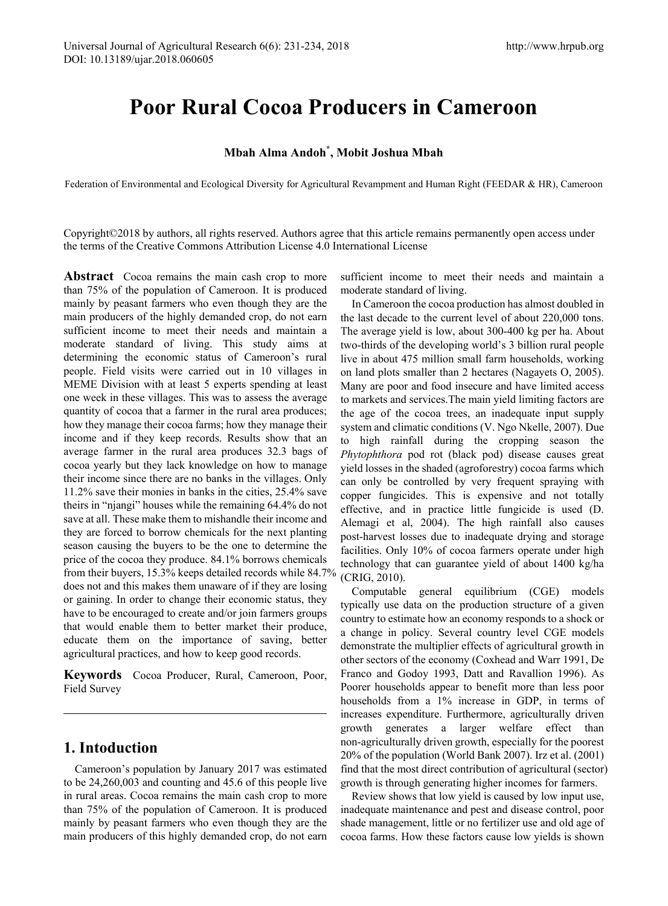# Poor Rural Cocoa Producers in Cameroon

**Mbah Alma Andoh*, Mobit Joshua Mbah**

Federation of Environmental and Ecological Diversity for Agricultural Revampment and Human Right (FEEDAR & HR), Cameroon

Copyright©2018 by authors, all rights reserved. Authors agree that this article remains permanently open access under the terms of the Creative Commons Attribution License 4.0 International License

**Abstract** Cocoa remains the main cash crop to more than 75% of the population of Cameroon. It is produced mainly by peasant farmers who even though they are the main producers of the highly demanded crop, do not earn sufficient income to meet their needs and maintain a moderate standard of living. This study aims at determining the economic status of Cameroon's rural people. Field visits were carried out in 10 villages in MEME Division with at least 5 experts spending at least one week in these villages. This was to assess the average quantity of cocoa that a farmer in the rural area produces; how they manage their cocoa farms; how they manage their income and if they keep records. Results show that an average farmer in the rural area produces 32.3 bags of cocoa yearly but they lack knowledge on how to manage their income since there are no banks in the villages. Only 11.2% save their monies in banks in the cities, 25.4% save theirs in "njangi" houses while the remaining 64.4% do not save at all. These make them to mishandle their income and they are forced to borrow chemicals for the next planting season causing the buyers to be the one to determine the price of the cocoa they produce. 84.1% borrows chemicals from their buyers, 15.3% keeps detailed records while 84.7% does not and this makes them unaware of if they are losing or gaining. In order to change their economic status, they have to be encouraged to create and/or join farmers groups that would enable them to better market their produce, educate them on the importance of saving, better agricultural practices, and how to keep good records.

**Keywords** Cocoa Producer, Rural, Cameroon, Poor, Field Survey

## 1. Intoduction

Cameroon's population by January 2017 was estimated to be 24,260,003 and counting and 45.6 of this people live in rural areas. Cocoa remains the main cash crop to more than 75% of the population of Cameroon. It is produced mainly by peasant farmers who even though they are the main producers of this highly demanded crop, do not earn sufficient income to meet their needs and maintain a moderate standard of living.

In Cameroon the cocoa production has almost doubled in the last decade to the current level of about 220,000 tons. The average yield is low, about 300-400 kg per ha. About two-thirds of the developing world's 3 billion rural people live in about 475 million small farm households, working on land plots smaller than 2 hectares (Nagayets O, 2005). Many are poor and food insecure and have limited access to markets and services.The main yield limiting factors are the age of the cocoa trees, an inadequate input supply system and climatic conditions (V. Ngo Nkelle, 2007). Due to high rainfall during the cropping season the *Phytophthora* pod rot (black pod) disease causes great yield losses in the shaded (agroforestry) cocoa farms which can only be controlled by very frequent spraying with copper fungicides. This is expensive and not totally effective, and in practice little fungicide is used (D. Alemagi et al, 2004). The high rainfall also causes post-harvest losses due to inadequate drying and storage facilities. Only 10% of cocoa farmers operate under high technology that can guarantee yield of about 1400 kg/ha (CRIG, 2010).

Computable general equilibrium (CGE) models typically use data on the production structure of a given country to estimate how an economy responds to a shock or a change in policy. Several country level CGE models demonstrate the multiplier effects of agricultural growth in other sectors of the economy (Coxhead and Warr 1991, De Franco and Godoy 1993, Datt and Ravallion 1996). As Poorer households appear to benefit more than less poor households from a 1% increase in GDP, in terms of increases expenditure. Furthermore, agriculturally driven growth generates a larger welfare effect than non-agriculturally driven growth, especially for the poorest 20% of the population (World Bank 2007). Irz et al. (2001) find that the most direct contribution of agricultural (sector) growth is through generating higher incomes for farmers.

Review shows that low yield is caused by low input use, inadequate maintenance and pest and disease control, poor shade management, little or no fertilizer use and old age of cocoa farms. How these factors cause low yields is shown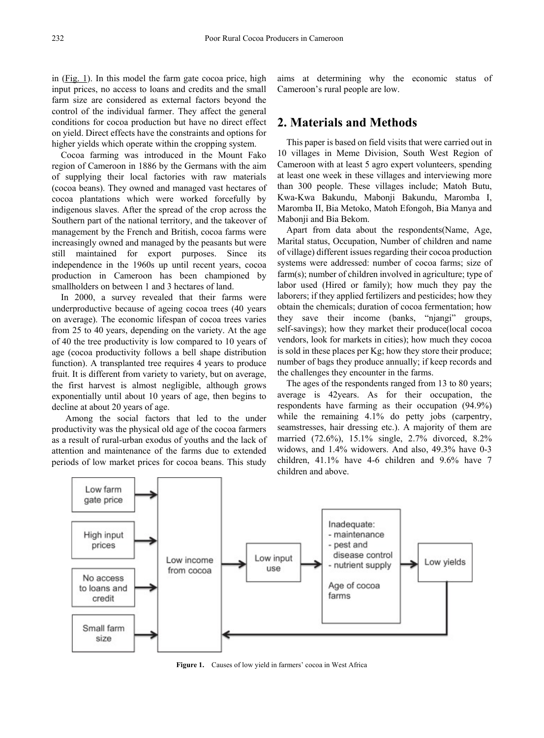in (Fig. 1). In this model the farm gate cocoa price, high input prices, no access to loans and credits and the small farm size are considered as external factors beyond the control of the individual farmer. They affect the general conditions for cocoa production but have no direct effect on yield. Direct effects have the constraints and options for higher yields which operate within the cropping system.

Cocoa farming was introduced in the Mount Fako region of Cameroon in 1886 by the Germans with the aim of supplying their local factories with raw materials (cocoa beans). They owned and managed vast hectares of cocoa plantations which were worked forcefully by indigenous slaves. After the spread of the crop across the Southern part of the national territory, and the takeover of management by the French and British, cocoa farms were increasingly owned and managed by the peasants but were still maintained for export purposes. Since its independence in the 1960s up until recent years, cocoa production in Cameroon has been championed by smallholders on between 1 and 3 hectares of land.

In 2000, a survey revealed that their farms were underproductive because of ageing cocoa trees (40 years on average). The economic lifespan of cocoa trees varies from 25 to 40 years, depending on the variety. At the age of 40 the tree productivity is low compared to 10 years of age (cocoa productivity follows a bell shape distribution function). A transplanted tree requires 4 years to produce fruit. It is different from variety to variety, but on average, the first harvest is almost negligible, although grows exponentially until about 10 years of age, then begins to decline at about 20 years of age.

Among the social factors that led to the under productivity was the physical old age of the cocoa farmers as a result of rural-urban exodus of youths and the lack of attention and maintenance of the farms due to extended periods of low market prices for cocoa beans. This study aims at determining why the economic status of Cameroon's rural people are low.

## 2. Materials and Methods

This paper is based on field visits that were carried out in 10 villages in Meme Division, South West Region of Cameroon with at least 5 agro expert volunteers, spending at least one week in these villages and interviewing more than 300 people. These villages include; Matoh Butu, Kwa-Kwa Bakundu, Mabonji Bakundu, Maromba I, Maromba II, Bia Metoko, Matoh Efongoh, Bia Manya and Mabonji and Bia Bekom.

Apart from data about the respondents(Name, Age, Marital status, Occupation, Number of children and name of village) different issues regarding their cocoa production systems were addressed: number of cocoa farms; size of farm(s); number of children involved in agriculture; type of labor used (Hired or family); how much they pay the laborers; if they applied fertilizers and pesticides; how they obtain the chemicals; duration of cocoa fermentation; how they save their income (banks, "njangi" groups, self-savings); how they market their produce(local cocoa vendors, look for markets in cities); how much they cocoa is sold in these places per Kg; how they store their produce; number of bags they produce annually; if keep records and the challenges they encounter in the farms.

The ages of the respondents ranged from 13 to 80 years; average is 42years. As for their occupation, the respondents have farming as their occupation (94.9%) while the remaining 4.1% do petty jobs (carpentry, seamstresses, hair dressing etc.). A majority of them are married (72.6%), 15.1% single, 2.7% divorced, 8.2% widows, and 1.4% widowers. And also, 49.3% have 0-3 children, 41.1% have 4-6 children and 9.6% have 7 children and above.

**Figure 1.** Causes of low yield in farmers' cocoa in West Africa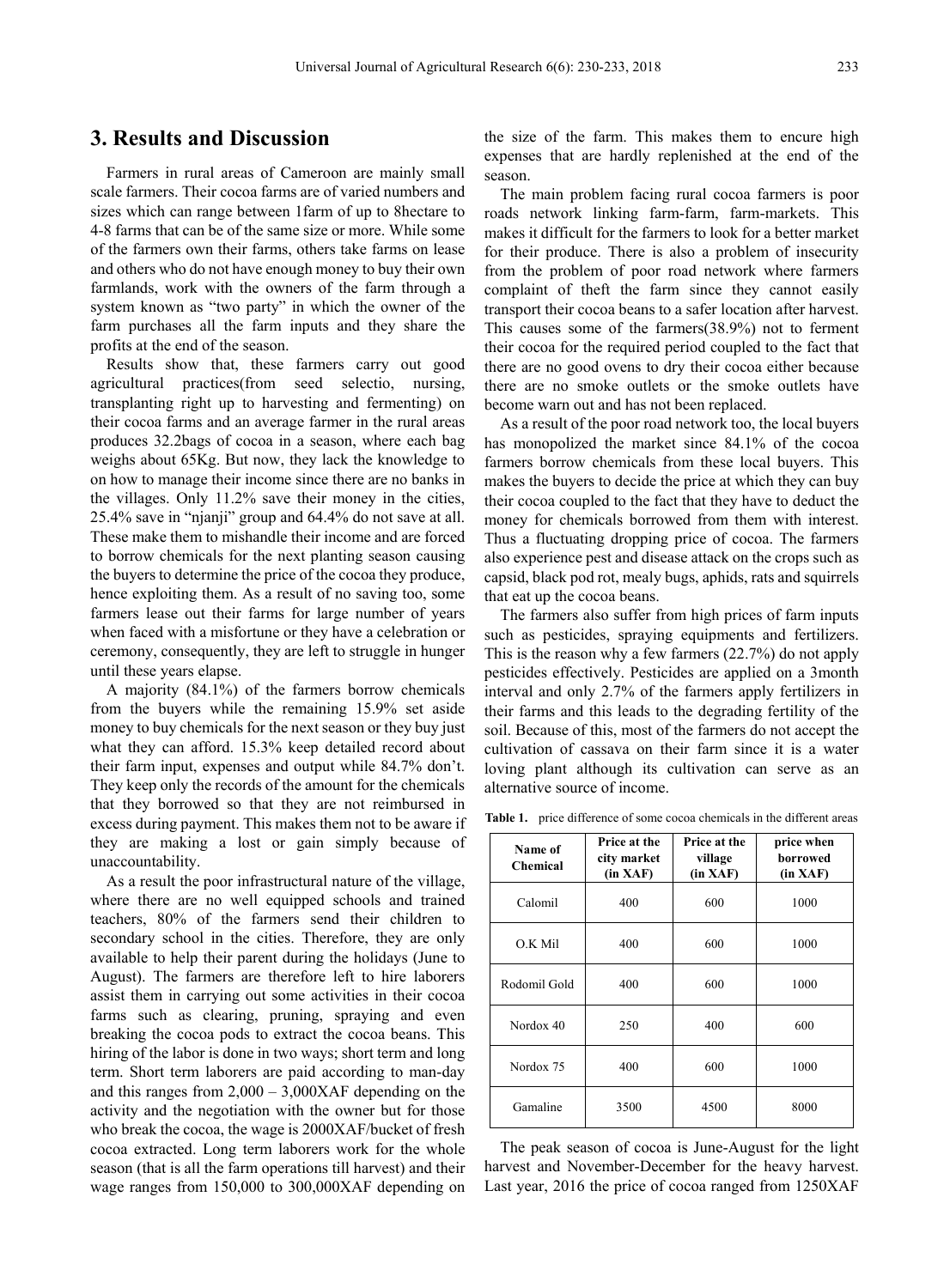## 3. Results and Discussion

Farmers in rural areas of Cameroon are mainly small scale farmers. Their cocoa farms are of varied numbers and sizes which can range between 1farm of up to 8hectare to 4-8 farms that can be of the same size or more. While some of the farmers own their farms, others take farms on lease and others who do not have enough money to buy their own farmlands, work with the owners of the farm through a system known as "two party" in which the owner of the farm purchases all the farm inputs and they share the profits at the end of the season.

Results show that, these farmers carry out good agricultural practices(from seed selectio, nursing, transplanting right up to harvesting and fermenting) on their cocoa farms and an average farmer in the rural areas produces 32.2bags of cocoa in a season, where each bag weighs about 65Kg. But now, they lack the knowledge to on how to manage their income since there are no banks in the villages. Only 11.2% save their money in the cities, 25.4% save in "njanji" group and 64.4% do not save at all. These make them to mishandle their income and are forced to borrow chemicals for the next planting season causing the buyers to determine the price of the cocoa they produce, hence exploiting them. As a result of no saving too, some farmers lease out their farms for large number of years when faced with a misfortune or they have a celebration or ceremony, consequently, they are left to struggle in hunger until these years elapse.

A majority (84.1%) of the farmers borrow chemicals from the buyers while the remaining 15.9% set aside money to buy chemicals for the next season or they buy just what they can afford. 15.3% keep detailed record about their farm input, expenses and output while 84.7% don't. They keep only the records of the amount for the chemicals that they borrowed so that they are not reimbursed in excess during payment. This makes them not to be aware if they are making a lost or gain simply because of unaccountability.

As a result the poor infrastructural nature of the village, where there are no well equipped schools and trained teachers, 80% of the farmers send their children to secondary school in the cities. Therefore, they are only available to help their parent during the holidays (June to August). The farmers are therefore left to hire laborers assist them in carrying out some activities in their cocoa farms such as clearing, pruning, spraying and even breaking the cocoa pods to extract the cocoa beans. This hiring of the labor is done in two ways; short term and long term. Short term laborers are paid according to man-day and this ranges from 2,000 – 3,000XAF depending on the activity and the negotiation with the owner but for those who break the cocoa, the wage is 2000XAF/bucket of fresh cocoa extracted. Long term laborers work for the whole season (that is all the farm operations till harvest) and their wage ranges from 150,000 to 300,000XAF depending on the size of the farm. This makes them to encure high expenses that are hardly replenished at the end of the season.

The main problem facing rural cocoa farmers is poor roads network linking farm-farm, farm-markets. This makes it difficult for the farmers to look for a better market for their produce. There is also a problem of insecurity from the problem of poor road network where farmers complaint of theft the farm since they cannot easily transport their cocoa beans to a safer location after harvest. This causes some of the farmers(38.9%) not to ferment their cocoa for the required period coupled to the fact that there are no good ovens to dry their cocoa either because there are no smoke outlets or the smoke outlets have become warn out and has not been replaced.

As a result of the poor road network too, the local buyers has monopolized the market since 84.1% of the cocoa farmers borrow chemicals from these local buyers. This makes the buyers to decide the price at which they can buy their cocoa coupled to the fact that they have to deduct the money for chemicals borrowed from them with interest. Thus a fluctuating dropping price of cocoa. The farmers also experience pest and disease attack on the crops such as capsid, black pod rot, mealy bugs, aphids, rats and squirrels that eat up the cocoa beans.

The farmers also suffer from high prices of farm inputs such as pesticides, spraying equipments and fertilizers. This is the reason why a few farmers (22.7%) do not apply pesticides effectively. Pesticides are applied on a 3month interval and only 2.7% of the farmers apply fertilizers in their farms and this leads to the degrading fertility of the soil. Because of this, most of the farmers do not accept the cultivation of cassava on their farm since it is a water loving plant although its cultivation can serve as an alternative source of income.

**Table 1.** price difference of some cocoa chemicals in the different areas

| Name of Chemical | Price at the city market (in XAF) | Price at the village (in XAF) | price when borrowed (in XAF) |
|---|---|---|---|
| Calomil | 400 | 600 | 1000 |
| O.K Mil | 400 | 600 | 1000 |
| Rodomil Gold | 400 | 600 | 1000 |
| Nordox 40 | 250 | 400 | 600 |
| Nordox 75 | 400 | 600 | 1000 |
| Gamaline | 3500 | 4500 | 8000 |

The peak season of cocoa is June-August for the light harvest and November-December for the heavy harvest. Last year, 2016 the price of cocoa ranged from 1250XAF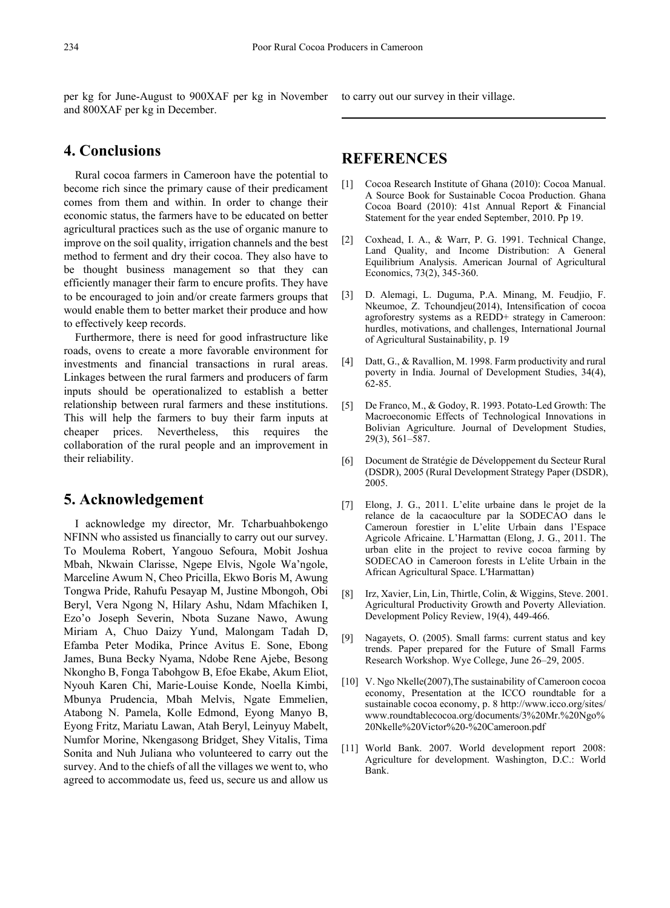per kg for June-August to 900XAF per kg in November and 800XAF per kg in December.

## 4. Conclusions

Rural cocoa farmers in Cameroon have the potential to become rich since the primary cause of their predicament comes from them and within. In order to change their economic status, the farmers have to be educated on better agricultural practices such as the use of organic manure to improve on the soil quality, irrigation channels and the best method to ferment and dry their cocoa. They also have to be thought business management so that they can efficiently manager their farm to encure profits. They have to be encouraged to join and/or create farmers groups that would enable them to better market their produce and how to effectively keep records.

Furthermore, there is need for good infrastructure like roads, ovens to create a more favorable environment for investments and financial transactions in rural areas. Linkages between the rural farmers and producers of farm inputs should be operationalized to establish a better relationship between rural farmers and these institutions. This will help the farmers to buy their farm inputs at cheaper prices. Nevertheless, this requires the collaboration of the rural people and an improvement in their reliability.

## 5. Acknowledgement

I acknowledge my director, Mr. Tcharbuahbokengo NFINN who assisted us financially to carry out our survey. To Moulema Robert, Yangouo Sefoura, Mobit Joshua Mbah, Nkwain Clarisse, Ngepe Elvis, Ngole Wa'ngole, Marceline Awum N, Cheo Pricilla, Ekwo Boris M, Awung Tongwa Pride, Rahufu Pesayap M, Justine Mbongoh, Obi Beryl, Vera Ngong N, Hilary Ashu, Ndam Mfachiken I, Ezo'o Joseph Severin, Nbota Suzane Nawo, Awung Miriam A, Chuo Daizy Yund, Malongam Tadah D, Efamba Peter Modika, Prince Avitus E. Sone, Ebong James, Buna Becky Nyama, Ndobe Rene Ajebe, Besong Nkongho B, Fonga Tabohgow B, Efoe Ekabe, Akum Eliot, Nyouh Karen Chi, Marie-Louise Konde, Noella Kimbi, Mbunya Prudencia, Mbah Melvis, Ngate Emmelien, Atabong N. Pamela, Kolle Edmond, Eyong Manyo B, Eyong Fritz, Mariatu Lawan, Atah Beryl, Leinyuy Mabelt, Numfor Morine, Nkengasong Bridget, Shey Vitalis, Tima Sonita and Nuh Juliana who volunteered to carry out the survey. And to the chiefs of all the villages we went to, who agreed to accommodate us, feed us, secure us and allow us to carry out our survey in their village.

## REFERENCES

[1] Cocoa Research Institute of Ghana (2010): Cocoa Manual. A Source Book for Sustainable Cocoa Production. Ghana Cocoa Board (2010): 41st Annual Report & Financial Statement for the year ended September, 2010. Pp 19.

[2] Coxhead, I. A., & Warr, P. G. 1991. Technical Change, Land Quality, and Income Distribution: A General Equilibrium Analysis. American Journal of Agricultural Economics, 73(2), 345-360.

[3] D. Alemagi, L. Duguma, P.A. Minang, M. Feudjio, F. Nkeumoe, Z. Tchoundjeu(2014), Intensification of cocoa agroforestry systems as a REDD+ strategy in Cameroon: hurdles, motivations, and challenges, International Journal of Agricultural Sustainability, p. 19

[4] Datt, G., & Ravallion, M. 1998. Farm productivity and rural poverty in India. Journal of Development Studies, 34(4), 62-85.

[5] De Franco, M., & Godoy, R. 1993. Potato-Led Growth: The Macroeconomic Effects of Technological Innovations in Bolivian Agriculture. Journal of Development Studies, 29(3), 561–587.

[6] Document de Stratégie de Développement du Secteur Rural (DSDR), 2005 (Rural Development Strategy Paper (DSDR), 2005.

[7] Elong, J. G., 2011. L'elite urbaine dans le projet de la relance de la cacaoculture par la SODECAO dans le Cameroun forestier in L'elite Urbain dans l'Espace Agricole Africaine. L'Harmattan (Elong, J. G., 2011. The urban elite in the project to revive cocoa farming by SODECAO in Cameroon forests in L'elite Urbain in the African Agricultural Space. L'Harmattan)

[8] Irz, Xavier, Lin, Lin, Thirtle, Colin, & Wiggins, Steve. 2001. Agricultural Productivity Growth and Poverty Alleviation. Development Policy Review, 19(4), 449-466.

[9] Nagayets, O. (2005). Small farms: current status and key trends. Paper prepared for the Future of Small Farms Research Workshop. Wye College, June 26–29, 2005.

[10] V. Ngo Nkelle(2007),The sustainability of Cameroon cocoa economy, Presentation at the ICCO roundtable for a sustainable cocoa economy, p. 8 http://www.icco.org/sites/www.roundtablecocoa.org/documents/3%20Mr.%20Ngo%20Nkelle%20Victor%20-%20Cameroon.pdf

[11] World Bank. 2007. World development report 2008: Agriculture for development. Washington, D.C.: World Bank.